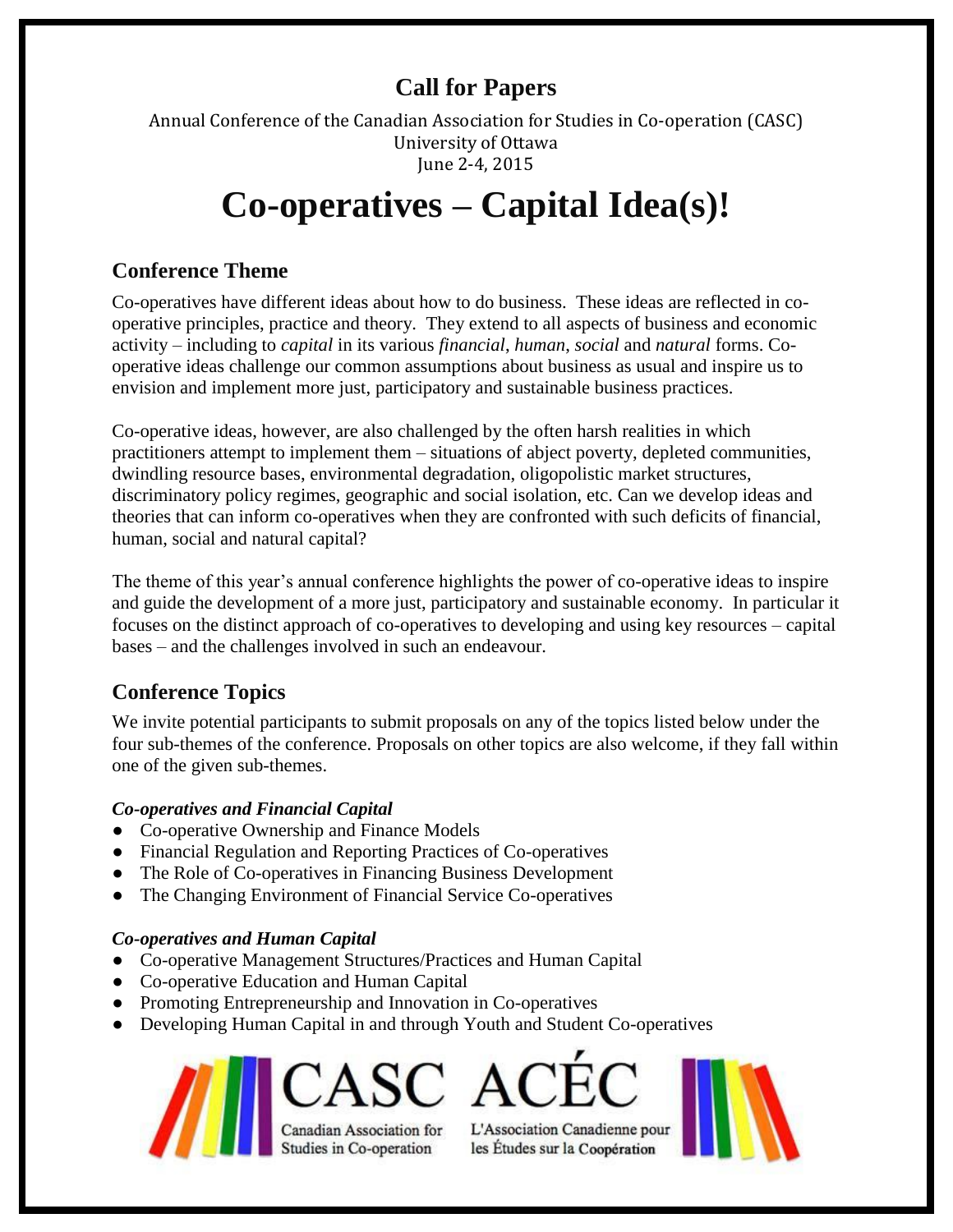## Call for Papers

Annual Conference of the Canadian Association for Studies in Co-operation (CASC)
University of Ottawa
June 2-4, 2015

# Co-operatives – Capital Idea(s)!

## Conference Theme

Co-operatives have different ideas about how to do business. These ideas are reflected in co-operative principles, practice and theory. They extend to all aspects of business and economic activity – including to *capital* in its various *financial*, *human*, *social* and *natural* forms. Co-operative ideas challenge our common assumptions about business as usual and inspire us to envision and implement more just, participatory and sustainable business practices.

Co-operative ideas, however, are also challenged by the often harsh realities in which practitioners attempt to implement them – situations of abject poverty, depleted communities, dwindling resource bases, environmental degradation, oligopolistic market structures, discriminatory policy regimes, geographic and social isolation, etc. Can we develop ideas and theories that can inform co-operatives when they are confronted with such deficits of financial, human, social and natural capital?

The theme of this year's annual conference highlights the power of co-operative ideas to inspire and guide the development of a more just, participatory and sustainable economy. In particular it focuses on the distinct approach of co-operatives to developing and using key resources – capital bases – and the challenges involved in such an endeavour.

## Conference Topics

We invite potential participants to submit proposals on any of the topics listed below under the four sub-themes of the conference. Proposals on other topics are also welcome, if they fall within one of the given sub-themes.

***Co-operatives and Financial Capital***

- Co-operative Ownership and Finance Models
- Financial Regulation and Reporting Practices of Co-operatives
- The Role of Co-operatives in Financing Business Development
- The Changing Environment of Financial Service Co-operatives

***Co-operatives and Human Capital***

- Co-operative Management Structures/Practices and Human Capital
- Co-operative Education and Human Capital
- Promoting Entrepreneurship and Innovation in Co-operatives
- Developing Human Capital in and through Youth and Student Co-operatives

CASC ACÉC
Canadian Association for Studies in Co-operation
L'Association Canadienne pour les Études sur la Coopération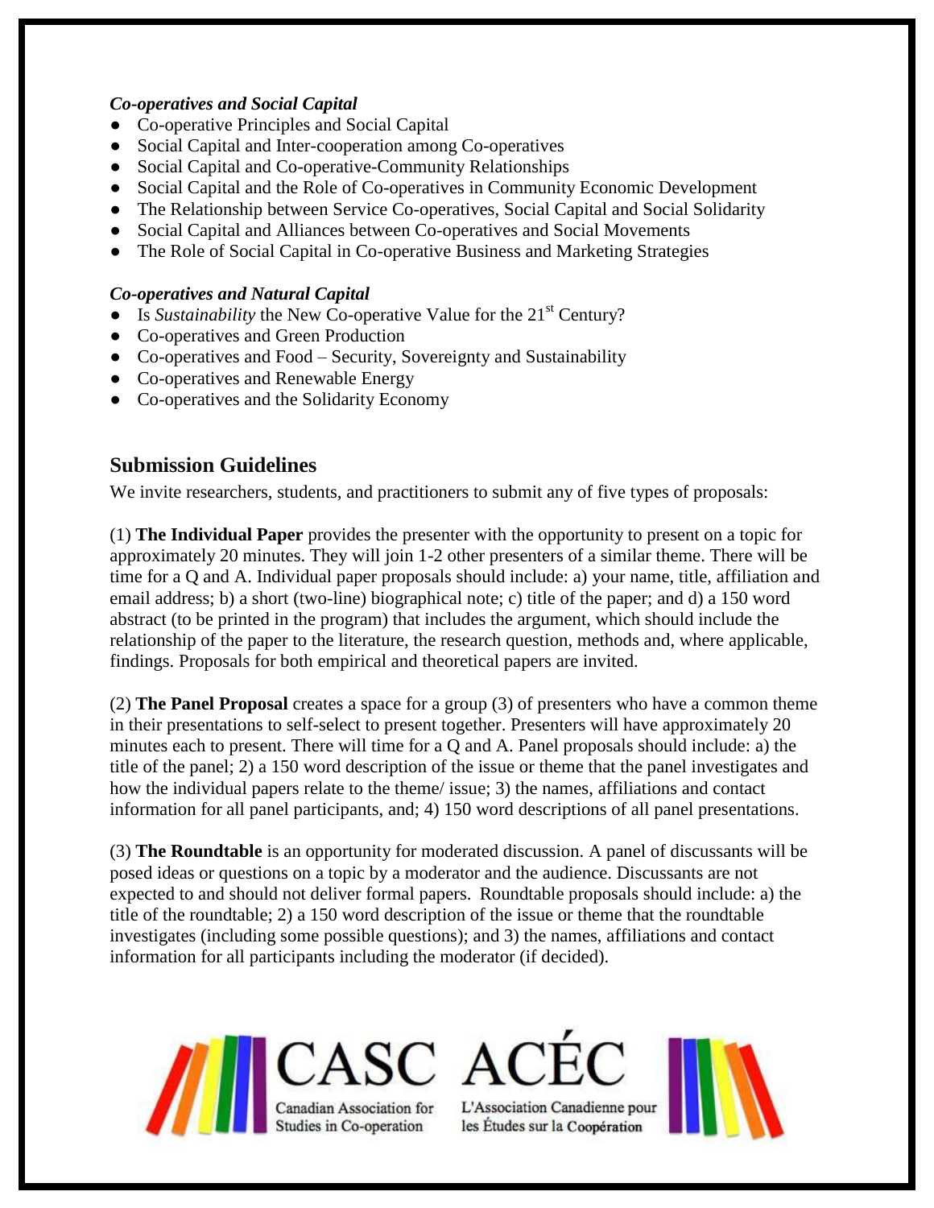***Co-operatives and Social Capital***

- Co-operative Principles and Social Capital
- Social Capital and Inter-cooperation among Co-operatives
- Social Capital and Co-operative-Community Relationships
- Social Capital and the Role of Co-operatives in Community Economic Development
- The Relationship between Service Co-operatives, Social Capital and Social Solidarity
- Social Capital and Alliances between Co-operatives and Social Movements
- The Role of Social Capital in Co-operative Business and Marketing Strategies

***Co-operatives and Natural Capital***

- Is *Sustainability* the New Co-operative Value for the 21st Century?
- Co-operatives and Green Production
- Co-operatives and Food – Security, Sovereignty and Sustainability
- Co-operatives and Renewable Energy
- Co-operatives and the Solidarity Economy

## Submission Guidelines

We invite researchers, students, and practitioners to submit any of five types of proposals:

(1) **The Individual Paper** provides the presenter with the opportunity to present on a topic for approximately 20 minutes. They will join 1-2 other presenters of a similar theme. There will be time for a Q and A. Individual paper proposals should include: a) your name, title, affiliation and email address; b) a short (two-line) biographical note; c) title of the paper; and d) a 150 word abstract (to be printed in the program) that includes the argument, which should include the relationship of the paper to the literature, the research question, methods and, where applicable, findings. Proposals for both empirical and theoretical papers are invited.

(2) **The Panel Proposal** creates a space for a group (3) of presenters who have a common theme in their presentations to self-select to present together. Presenters will have approximately 20 minutes each to present. There will time for a Q and A. Panel proposals should include: a) the title of the panel; 2) a 150 word description of the issue or theme that the panel investigates and how the individual papers relate to the theme/ issue; 3) the names, affiliations and contact information for all panel participants, and; 4) 150 word descriptions of all panel presentations.

(3) **The Roundtable** is an opportunity for moderated discussion. A panel of discussants will be posed ideas or questions on a topic by a moderator and the audience. Discussants are not expected to and should not deliver formal papers. Roundtable proposals should include: a) the title of the roundtable; 2) a 150 word description of the issue or theme that the roundtable investigates (including some possible questions); and 3) the names, affiliations and contact information for all participants including the moderator (if decided).

CASC ACÉC

Canadian Association for Studies in Co-operation

L'Association Canadienne pour les Études sur la Coopération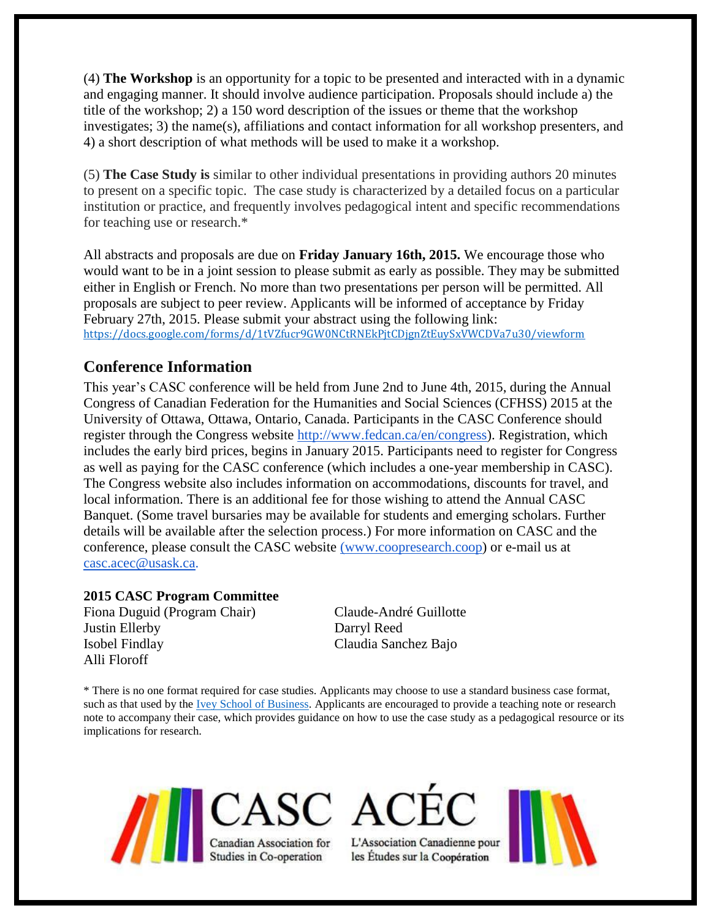(4) **The Workshop** is an opportunity for a topic to be presented and interacted with in a dynamic and engaging manner. It should involve audience participation. Proposals should include a) the title of the workshop; 2) a 150 word description of the issues or theme that the workshop investigates; 3) the name(s), affiliations and contact information for all workshop presenters, and 4) a short description of what methods will be used to make it a workshop.

(5) **The Case Study is** similar to other individual presentations in providing authors 20 minutes to present on a specific topic. The case study is characterized by a detailed focus on a particular institution or practice, and frequently involves pedagogical intent and specific recommendations for teaching use or research.*

All abstracts and proposals are due on **Friday January 16th, 2015.** We encourage those who would want to be in a joint session to please submit as early as possible. They may be submitted either in English or French. No more than two presentations per person will be permitted. All proposals are subject to peer review. Applicants will be informed of acceptance by Friday February 27th, 2015. Please submit your abstract using the following link:
https://docs.google.com/forms/d/1tVZfucr9GW0NCtRNEkPjtCDjgnZtEuySxVWCDVa7u30/viewform

## Conference Information

This year's CASC conference will be held from June 2nd to June 4th, 2015, during the Annual Congress of Canadian Federation for the Humanities and Social Sciences (CFHSS) 2015 at the University of Ottawa, Ottawa, Ontario, Canada. Participants in the CASC Conference should register through the Congress website http://www.fedcan.ca/en/congress). Registration, which includes the early bird prices, begins in January 2015. Participants need to register for Congress as well as paying for the CASC conference (which includes a one-year membership in CASC). The Congress website also includes information on accommodations, discounts for travel, and local information. There is an additional fee for those wishing to attend the Annual CASC Banquet. (Some travel bursaries may be available for students and emerging scholars. Further details will be available after the selection process.) For more information on CASC and the conference, please consult the CASC website (www.coopresearch.coop) or e-mail us at casc.acec@usask.ca.

**2015 CASC Program Committee**

Fiona Duguid (Program Chair)
Justin Ellerby
Isobel Findlay
Alli Floroff
Claude-André Guillotte
Darryl Reed
Claudia Sanchez Bajo

* There is no one format required for case studies. Applicants may choose to use a standard business case format, such as that used by the Ivey School of Business. Applicants are encouraged to provide a teaching note or research note to accompany their case, which provides guidance on how to use the case study as a pedagogical resource or its implications for research.

CASC ACÉC
Canadian Association for Studies in Co-operation
L'Association Canadienne pour les Études sur la Coopération